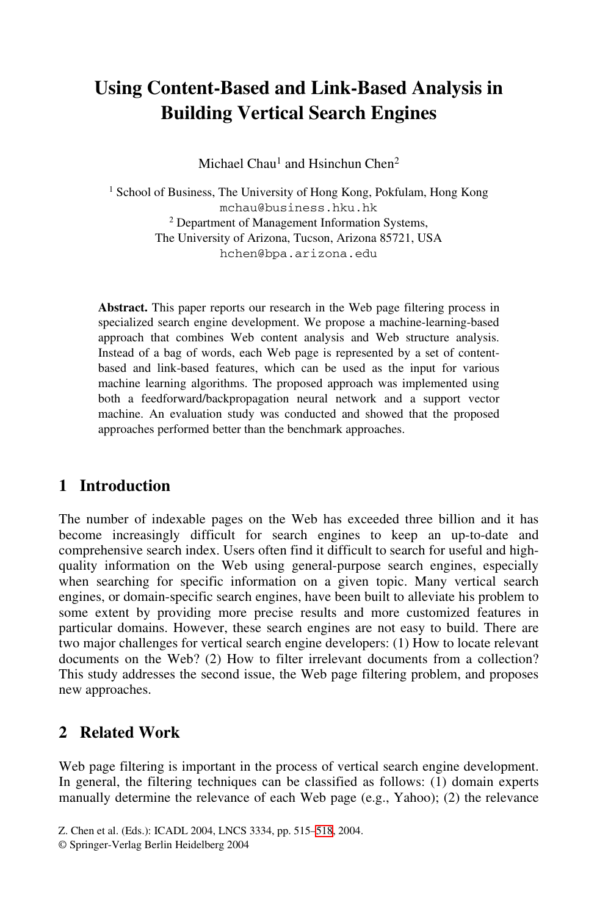# Using Content-Based and Link-Based Analysis in Building Vertical Search Engines

Michael Chau[1] and Hsinchun Chen[2]

[1] School of Business, The University of Hong Kong, Pokfulam, Hong Kong
mchau@business.hku.hk

[2] Department of Management Information Systems,
The University of Arizona, Tucson, Arizona 85721, USA
hchen@bpa.arizona.edu

**Abstract.** This paper reports our research in the Web page filtering process in specialized search engine development. We propose a machine-learning-based approach that combines Web content analysis and Web structure analysis. Instead of a bag of words, each Web page is represented by a set of content-based and link-based features, which can be used as the input for various machine learning algorithms. The proposed approach was implemented using both a feedforward/backpropagation neural network and a support vector machine. An evaluation study was conducted and showed that the proposed approaches performed better than the benchmark approaches.

## 1 Introduction

The number of indexable pages on the Web has exceeded three billion and it has become increasingly difficult for search engines to keep an up-to-date and comprehensive search index. Users often find it difficult to search for useful and high-quality information on the Web using general-purpose search engines, especially when searching for specific information on a given topic. Many vertical search engines, or domain-specific search engines, have been built to alleviate his problem to some extent by providing more precise results and more customized features in particular domains. However, these search engines are not easy to build. There are two major challenges for vertical search engine developers: (1) How to locate relevant documents on the Web? (2) How to filter irrelevant documents from a collection? This study addresses the second issue, the Web page filtering problem, and proposes new approaches.

## 2 Related Work

Web page filtering is important in the process of vertical search engine development. In general, the filtering techniques can be classified as follows: (1) domain experts manually determine the relevance of each Web page (e.g., Yahoo); (2) the relevance

Z. Chen et al. (Eds.): ICADL 2004, LNCS 3334, pp. 515–518, 2004.
© Springer-Verlag Berlin Heidelberg 2004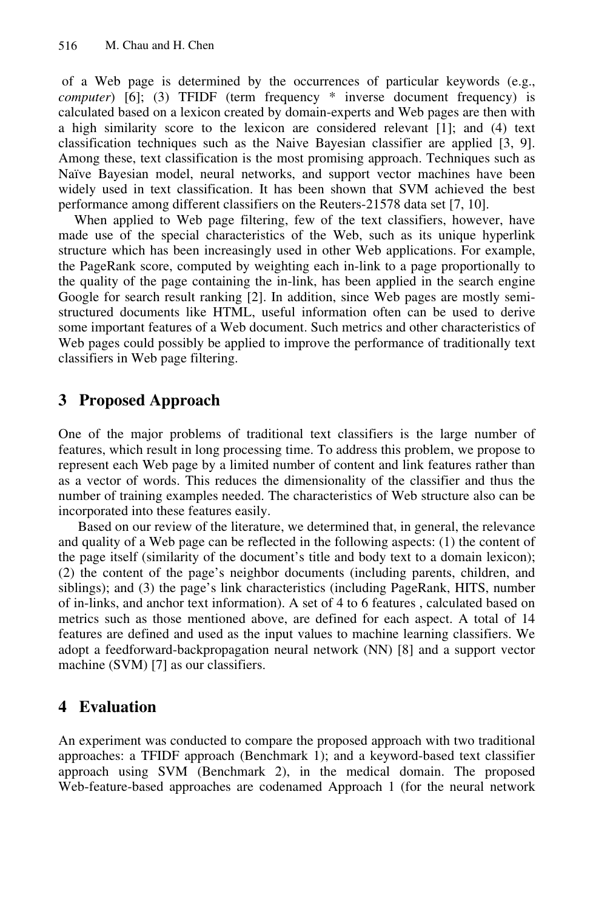of a Web page is determined by the occurrences of particular keywords (e.g., *computer*) [6]; (3) TFIDF (term frequency * inverse document frequency) is calculated based on a lexicon created by domain-experts and Web pages are then with a high similarity score to the lexicon are considered relevant [1]; and (4) text classification techniques such as the Naive Bayesian classifier are applied [3, 9]. Among these, text classification is the most promising approach. Techniques such as Naïve Bayesian model, neural networks, and support vector machines have been widely used in text classification. It has been shown that SVM achieved the best performance among different classifiers on the Reuters-21578 data set [7, 10].

When applied to Web page filtering, few of the text classifiers, however, have made use of the special characteristics of the Web, such as its unique hyperlink structure which has been increasingly used in other Web applications. For example, the PageRank score, computed by weighting each in-link to a page proportionally to the quality of the page containing the in-link, has been applied in the search engine Google for search result ranking [2]. In addition, since Web pages are mostly semi-structured documents like HTML, useful information often can be used to derive some important features of a Web document. Such metrics and other characteristics of Web pages could possibly be applied to improve the performance of traditionally text classifiers in Web page filtering.

## 3 Proposed Approach

One of the major problems of traditional text classifiers is the large number of features, which result in long processing time. To address this problem, we propose to represent each Web page by a limited number of content and link features rather than as a vector of words. This reduces the dimensionality of the classifier and thus the number of training examples needed. The characteristics of Web structure also can be incorporated into these features easily.

Based on our review of the literature, we determined that, in general, the relevance and quality of a Web page can be reflected in the following aspects: (1) the content of the page itself (similarity of the document's title and body text to a domain lexicon); (2) the content of the page's neighbor documents (including parents, children, and siblings); and (3) the page's link characteristics (including PageRank, HITS, number of in-links, and anchor text information). A set of 4 to 6 features , calculated based on metrics such as those mentioned above, are defined for each aspect. A total of 14 features are defined and used as the input values to machine learning classifiers. We adopt a feedforward-backpropagation neural network (NN) [8] and a support vector machine (SVM) [7] as our classifiers.

## 4 Evaluation

An experiment was conducted to compare the proposed approach with two traditional approaches: a TFIDF approach (Benchmark 1); and a keyword-based text classifier approach using SVM (Benchmark 2), in the medical domain. The proposed Web-feature-based approaches are codenamed Approach 1 (for the neural network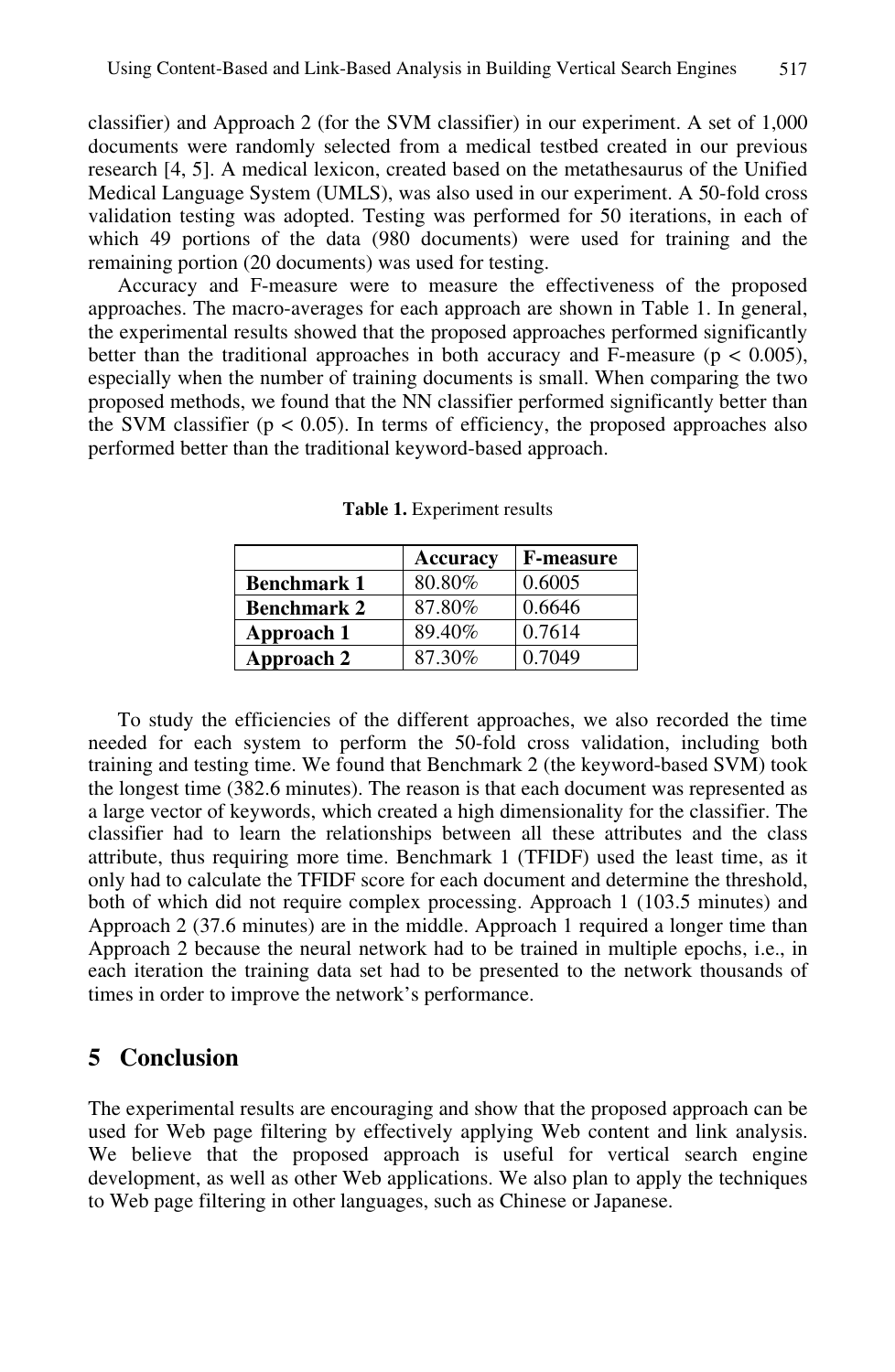classifier) and Approach 2 (for the SVM classifier) in our experiment. A set of 1,000 documents were randomly selected from a medical testbed created in our previous research [4, 5]. A medical lexicon, created based on the metathesaurus of the Unified Medical Language System (UMLS), was also used in our experiment. A 50-fold cross validation testing was adopted. Testing was performed for 50 iterations, in each of which 49 portions of the data (980 documents) were used for training and the remaining portion (20 documents) was used for testing.

Accuracy and F-measure were to measure the effectiveness of the proposed approaches. The macro-averages for each approach are shown in Table 1. In general, the experimental results showed that the proposed approaches performed significantly better than the traditional approaches in both accuracy and F-measure ($p < 0.005$), especially when the number of training documents is small. When comparing the two proposed methods, we found that the NN classifier performed significantly better than the SVM classifier ($p < 0.05$). In terms of efficiency, the proposed approaches also performed better than the traditional keyword-based approach.

**Table 1.** Experiment results

| | **Accuracy** | **F-measure** |
|---|---|---|
| **Benchmark 1** | 80.80% | 0.6005 |
| **Benchmark 2** | 87.80% | 0.6646 |
| **Approach 1** | 89.40% | 0.7614 |
| **Approach 2** | 87.30% | 0.7049 |

To study the efficiencies of the different approaches, we also recorded the time needed for each system to perform the 50-fold cross validation, including both training and testing time. We found that Benchmark 2 (the keyword-based SVM) took the longest time (382.6 minutes). The reason is that each document was represented as a large vector of keywords, which created a high dimensionality for the classifier. The classifier had to learn the relationships between all these attributes and the class attribute, thus requiring more time. Benchmark 1 (TFIDF) used the least time, as it only had to calculate the TFIDF score for each document and determine the threshold, both of which did not require complex processing. Approach 1 (103.5 minutes) and Approach 2 (37.6 minutes) are in the middle. Approach 1 required a longer time than Approach 2 because the neural network had to be trained in multiple epochs, i.e., in each iteration the training data set had to be presented to the network thousands of times in order to improve the network's performance.

## 5 Conclusion

The experimental results are encouraging and show that the proposed approach can be used for Web page filtering by effectively applying Web content and link analysis. We believe that the proposed approach is useful for vertical search engine development, as well as other Web applications. We also plan to apply the techniques to Web page filtering in other languages, such as Chinese or Japanese.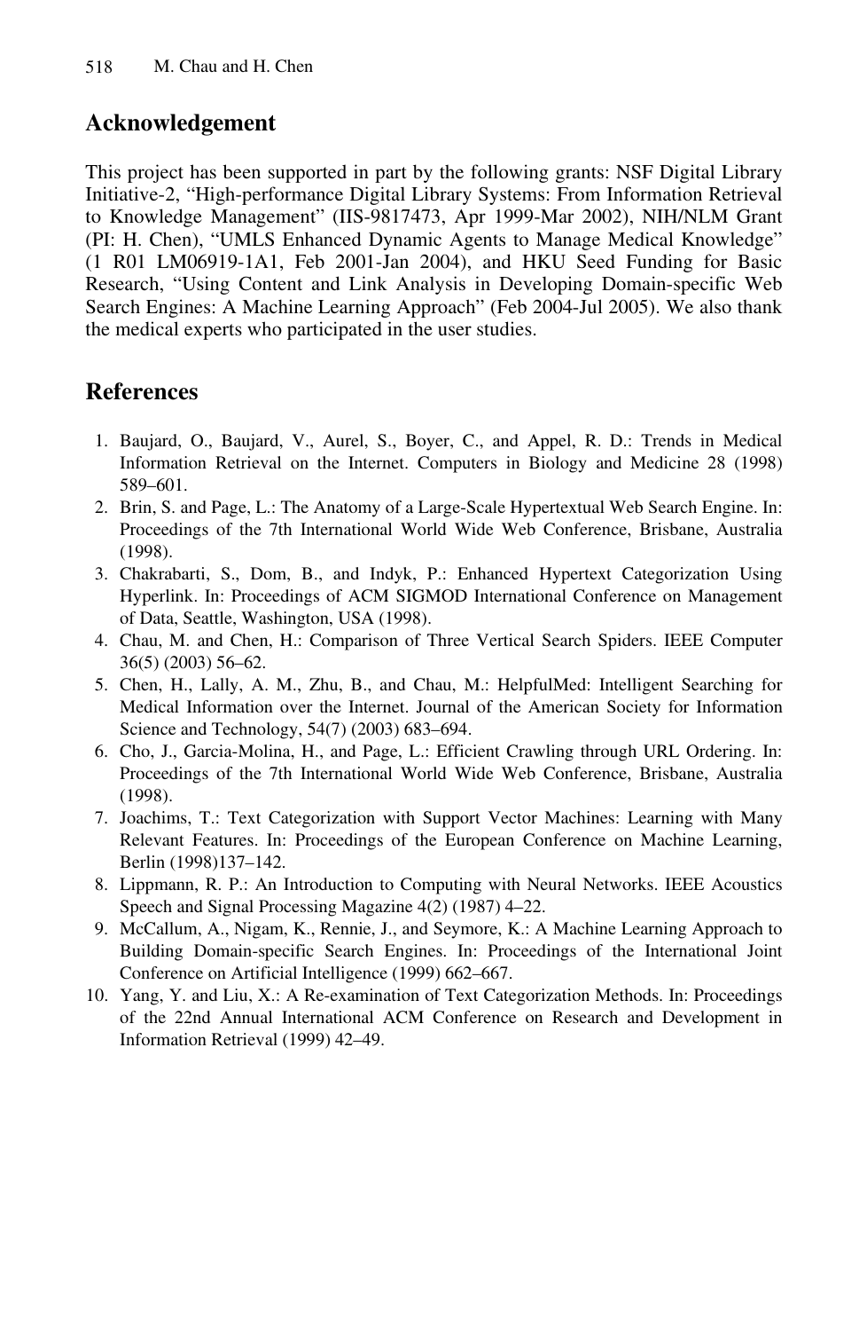## Acknowledgement

This project has been supported in part by the following grants: NSF Digital Library Initiative-2, "High-performance Digital Library Systems: From Information Retrieval to Knowledge Management" (IIS-9817473, Apr 1999-Mar 2002), NIH/NLM Grant (PI: H. Chen), "UMLS Enhanced Dynamic Agents to Manage Medical Knowledge" (1 R01 LM06919-1A1, Feb 2001-Jan 2004), and HKU Seed Funding for Basic Research, "Using Content and Link Analysis in Developing Domain-specific Web Search Engines: A Machine Learning Approach" (Feb 2004-Jul 2005). We also thank the medical experts who participated in the user studies.

## References

1. Baujard, O., Baujard, V., Aurel, S., Boyer, C., and Appel, R. D.: Trends in Medical Information Retrieval on the Internet. Computers in Biology and Medicine 28 (1998) 589–601.
2. Brin, S. and Page, L.: The Anatomy of a Large-Scale Hypertextual Web Search Engine. In: Proceedings of the 7th International World Wide Web Conference, Brisbane, Australia (1998).
3. Chakrabarti, S., Dom, B., and Indyk, P.: Enhanced Hypertext Categorization Using Hyperlink. In: Proceedings of ACM SIGMOD International Conference on Management of Data, Seattle, Washington, USA (1998).
4. Chau, M. and Chen, H.: Comparison of Three Vertical Search Spiders. IEEE Computer 36(5) (2003) 56–62.
5. Chen, H., Lally, A. M., Zhu, B., and Chau, M.: HelpfulMed: Intelligent Searching for Medical Information over the Internet. Journal of the American Society for Information Science and Technology, 54(7) (2003) 683–694.
6. Cho, J., Garcia-Molina, H., and Page, L.: Efficient Crawling through URL Ordering. In: Proceedings of the 7th International World Wide Web Conference, Brisbane, Australia (1998).
7. Joachims, T.: Text Categorization with Support Vector Machines: Learning with Many Relevant Features. In: Proceedings of the European Conference on Machine Learning, Berlin (1998)137–142.
8. Lippmann, R. P.: An Introduction to Computing with Neural Networks. IEEE Acoustics Speech and Signal Processing Magazine 4(2) (1987) 4–22.
9. McCallum, A., Nigam, K., Rennie, J., and Seymore, K.: A Machine Learning Approach to Building Domain-specific Search Engines. In: Proceedings of the International Joint Conference on Artificial Intelligence (1999) 662–667.
10. Yang, Y. and Liu, X.: A Re-examination of Text Categorization Methods. In: Proceedings of the 22nd Annual International ACM Conference on Research and Development in Information Retrieval (1999) 42–49.